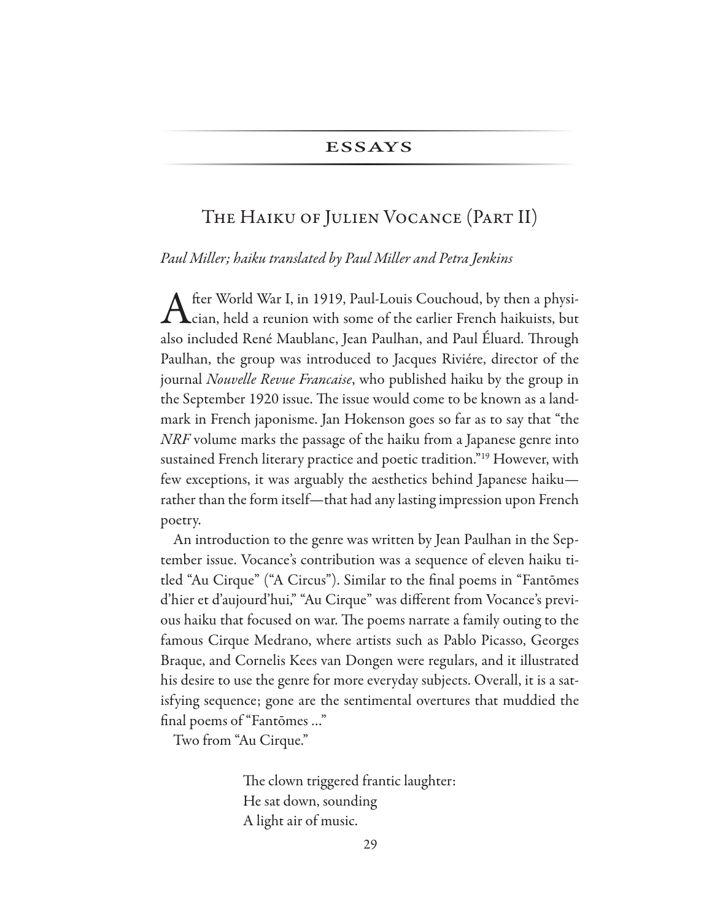## ESSAYS

# The Haiku of Julien Vocance (Part II)

*Paul Miller; haiku translated by Paul Miller and Petra Jenkins*

After World War I, in 1919, Paul-Louis Couchoud, by then a physician, held a reunion with some of the earlier French haikuists, but also included René Maublanc, Jean Paulhan, and Paul Éluard. Through Paulhan, the group was introduced to Jacques Riviére, director of the journal *Nouvelle Revue Francaise*, who published haiku by the group in the September 1920 issue. The issue would come to be known as a landmark in French japonisme. Jan Hokenson goes so far as to say that "the *NRF* volume marks the passage of the haiku from a Japanese genre into sustained French literary practice and poetic tradition."[19] However, with few exceptions, it was arguably the aesthetics behind Japanese haiku—rather than the form itself—that had any lasting impression upon French poetry.

An introduction to the genre was written by Jean Paulhan in the September issue. Vocance's contribution was a sequence of eleven haiku titled "Au Cirque" ("A Circus"). Similar to the final poems in "Fantōmes d'hier et d'aujourd'hui," "Au Cirque" was different from Vocance's previous haiku that focused on war. The poems narrate a family outing to the famous Cirque Medrano, where artists such as Pablo Picasso, Georges Braque, and Cornelis Kees van Dongen were regulars, and it illustrated his desire to use the genre for more everyday subjects. Overall, it is a satisfying sequence; gone are the sentimental overtures that muddied the final poems of "Fantōmes ..."

Two from "Au Cirque."

> The clown triggered frantic laughter:
> He sat down, sounding
> A light air of music.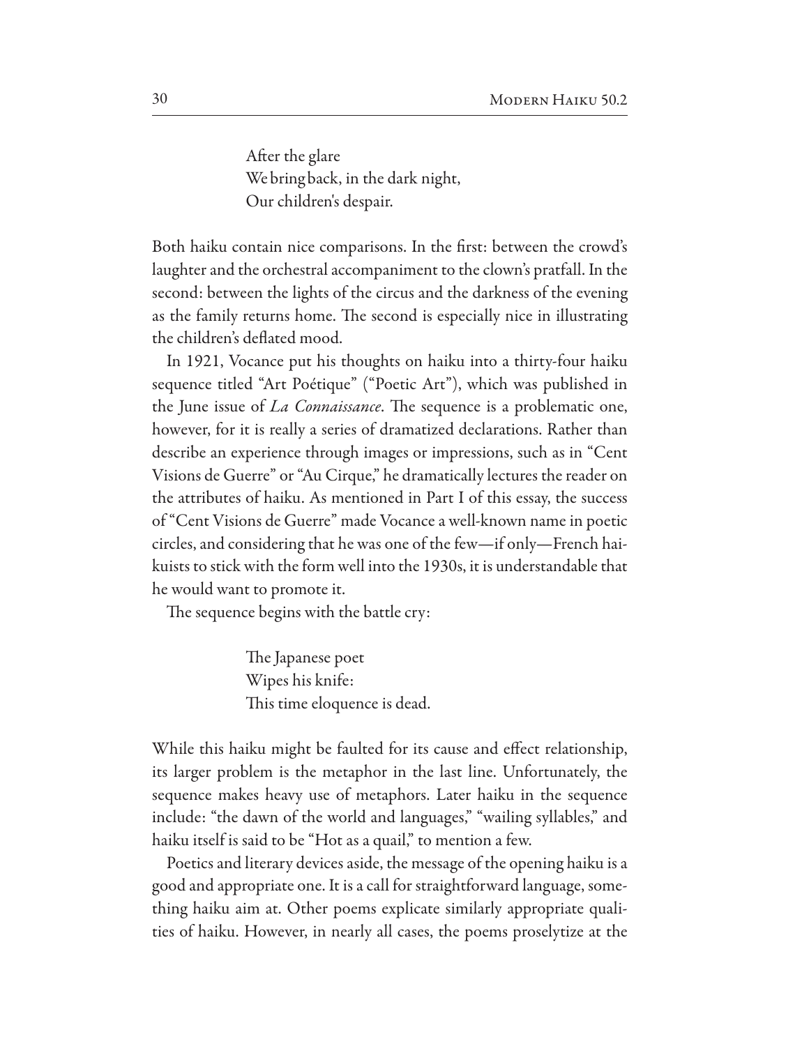After the glare  
We bring back, in the dark night,  
Our children's despair.

Both haiku contain nice comparisons. In the first: between the crowd's laughter and the orchestral accompaniment to the clown's pratfall. In the second: between the lights of the circus and the darkness of the evening as the family returns home. The second is especially nice in illustrating the children's deflated mood.

In 1921, Vocance put his thoughts on haiku into a thirty-four haiku sequence titled "Art Poétique" ("Poetic Art"), which was published in the June issue of *La Connaissance*. The sequence is a problematic one, however, for it is really a series of dramatized declarations. Rather than describe an experience through images or impressions, such as in "Cent Visions de Guerre" or "Au Cirque," he dramatically lectures the reader on the attributes of haiku. As mentioned in Part I of this essay, the success of "Cent Visions de Guerre" made Vocance a well-known name in poetic circles, and considering that he was one of the few—if only—French haikuists to stick with the form well into the 1930s, it is understandable that he would want to promote it.

The sequence begins with the battle cry:

The Japanese poet  
Wipes his knife:  
This time eloquence is dead.

While this haiku might be faulted for its cause and effect relationship, its larger problem is the metaphor in the last line. Unfortunately, the sequence makes heavy use of metaphors. Later haiku in the sequence include: "the dawn of the world and languages," "wailing syllables," and haiku itself is said to be "Hot as a quail," to mention a few.

Poetics and literary devices aside, the message of the opening haiku is a good and appropriate one. It is a call for straightforward language, something haiku aim at. Other poems explicate similarly appropriate qualities of haiku. However, in nearly all cases, the poems proselytize at the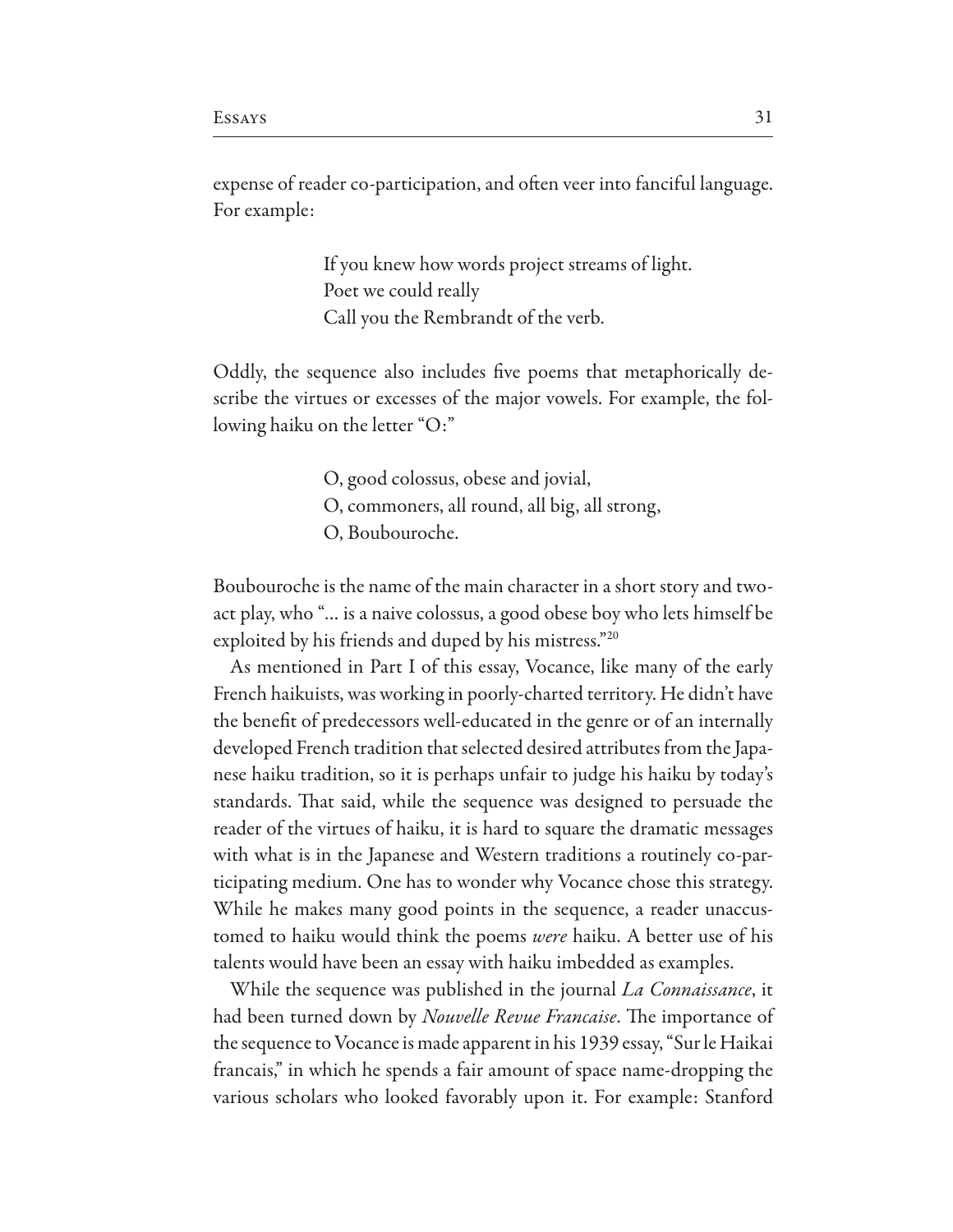expense of reader co-participation, and often veer into fanciful language. For example:

> If you knew how words project streams of light.  
> Poet we could really  
> Call you the Rembrandt of the verb.

Oddly, the sequence also includes five poems that metaphorically describe the virtues or excesses of the major vowels. For example, the following haiku on the letter "O:"

> O, good colossus, obese and jovial,  
> O, commoners, all round, all big, all strong,  
> O, Boubouroche.

Boubouroche is the name of the main character in a short story and two-act play, who "… is a naive colossus, a good obese boy who lets himself be exploited by his friends and duped by his mistress."[20]

As mentioned in Part I of this essay, Vocance, like many of the early French haikuists, was working in poorly-charted territory. He didn't have the benefit of predecessors well-educated in the genre or of an internally developed French tradition that selected desired attributes from the Japanese haiku tradition, so it is perhaps unfair to judge his haiku by today's standards. That said, while the sequence was designed to persuade the reader of the virtues of haiku, it is hard to square the dramatic messages with what is in the Japanese and Western traditions a routinely co-participating medium. One has to wonder why Vocance chose this strategy. While he makes many good points in the sequence, a reader unaccustomed to haiku would think the poems *were* haiku. A better use of his talents would have been an essay with haiku imbedded as examples.

While the sequence was published in the journal *La Connaissance*, it had been turned down by *Nouvelle Revue Francaise*. The importance of the sequence to Vocance is made apparent in his 1939 essay, "Sur le Haikai francais," in which he spends a fair amount of space name-dropping the various scholars who looked favorably upon it. For example: Stanford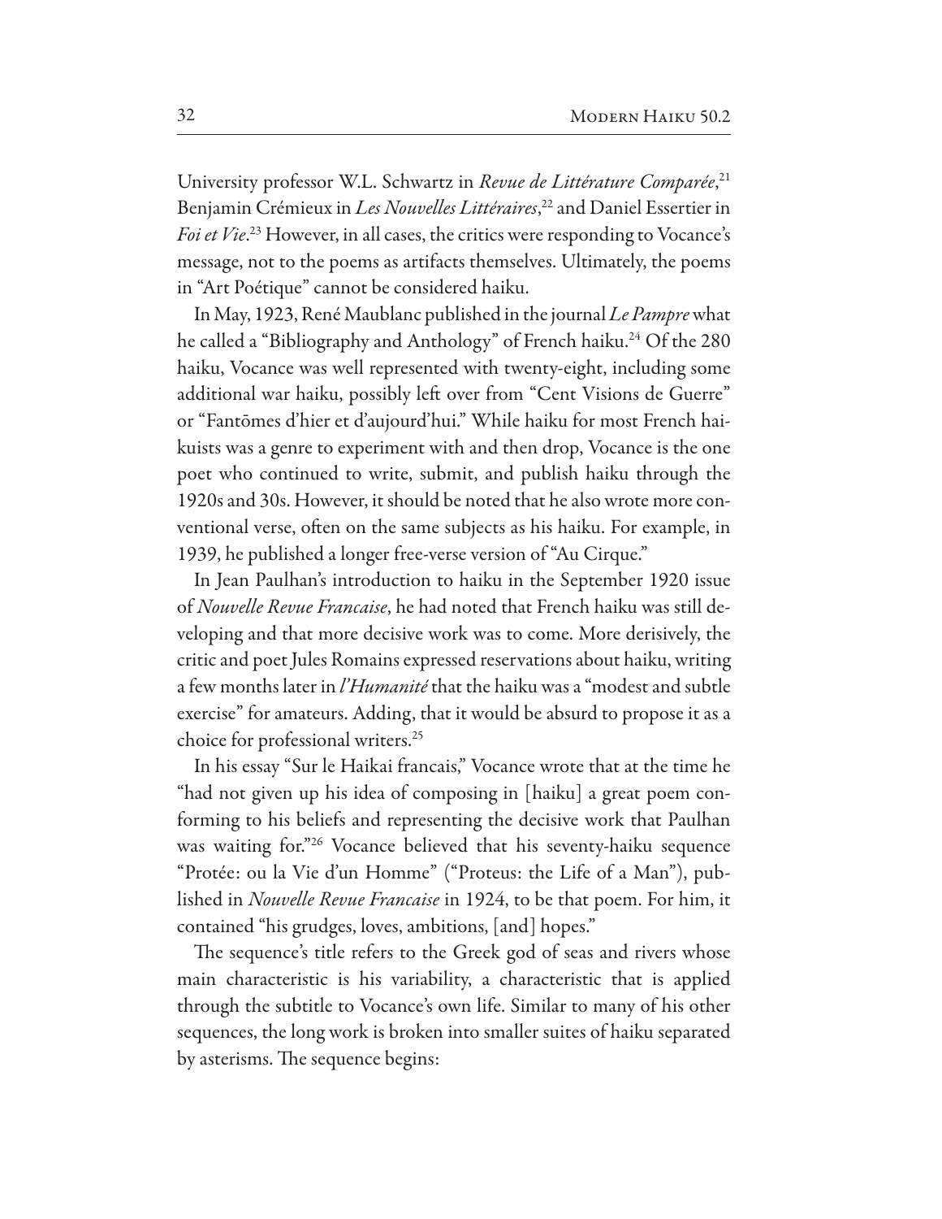University professor W.L. Schwartz in *Revue de Littérature Comparée*,[21] Benjamin Crémieux in *Les Nouvelles Littéraires*,[22] and Daniel Essertier in *Foi et Vie*.[23] However, in all cases, the critics were responding to Vocance's message, not to the poems as artifacts themselves. Ultimately, the poems in "Art Poétique" cannot be considered haiku.

In May, 1923, René Maublanc published in the journal *Le Pampre* what he called a "Bibliography and Anthology" of French haiku.[24] Of the 280 haiku, Vocance was well represented with twenty-eight, including some additional war haiku, possibly left over from "Cent Visions de Guerre" or "Fantōmes d'hier et d'aujourd'hui." While haiku for most French haikuists was a genre to experiment with and then drop, Vocance is the one poet who continued to write, submit, and publish haiku through the 1920s and 30s. However, it should be noted that he also wrote more conventional verse, often on the same subjects as his haiku. For example, in 1939, he published a longer free-verse version of "Au Cirque."

In Jean Paulhan's introduction to haiku in the September 1920 issue of *Nouvelle Revue Francaise*, he had noted that French haiku was still developing and that more decisive work was to come. More derisively, the critic and poet Jules Romains expressed reservations about haiku, writing a few months later in *l'Humanité* that the haiku was a "modest and subtle exercise" for amateurs. Adding, that it would be absurd to propose it as a choice for professional writers.[25]

In his essay "Sur le Haikai francais," Vocance wrote that at the time he "had not given up his idea of composing in [haiku] a great poem conforming to his beliefs and representing the decisive work that Paulhan was waiting for."[26] Vocance believed that his seventy-haiku sequence "Protée: ou la Vie d'un Homme" ("Proteus: the Life of a Man"), published in *Nouvelle Revue Francaise* in 1924, to be that poem. For him, it contained "his grudges, loves, ambitions, [and] hopes."

The sequence's title refers to the Greek god of seas and rivers whose main characteristic is his variability, a characteristic that is applied through the subtitle to Vocance's own life. Similar to many of his other sequences, the long work is broken into smaller suites of haiku separated by asterisms. The sequence begins: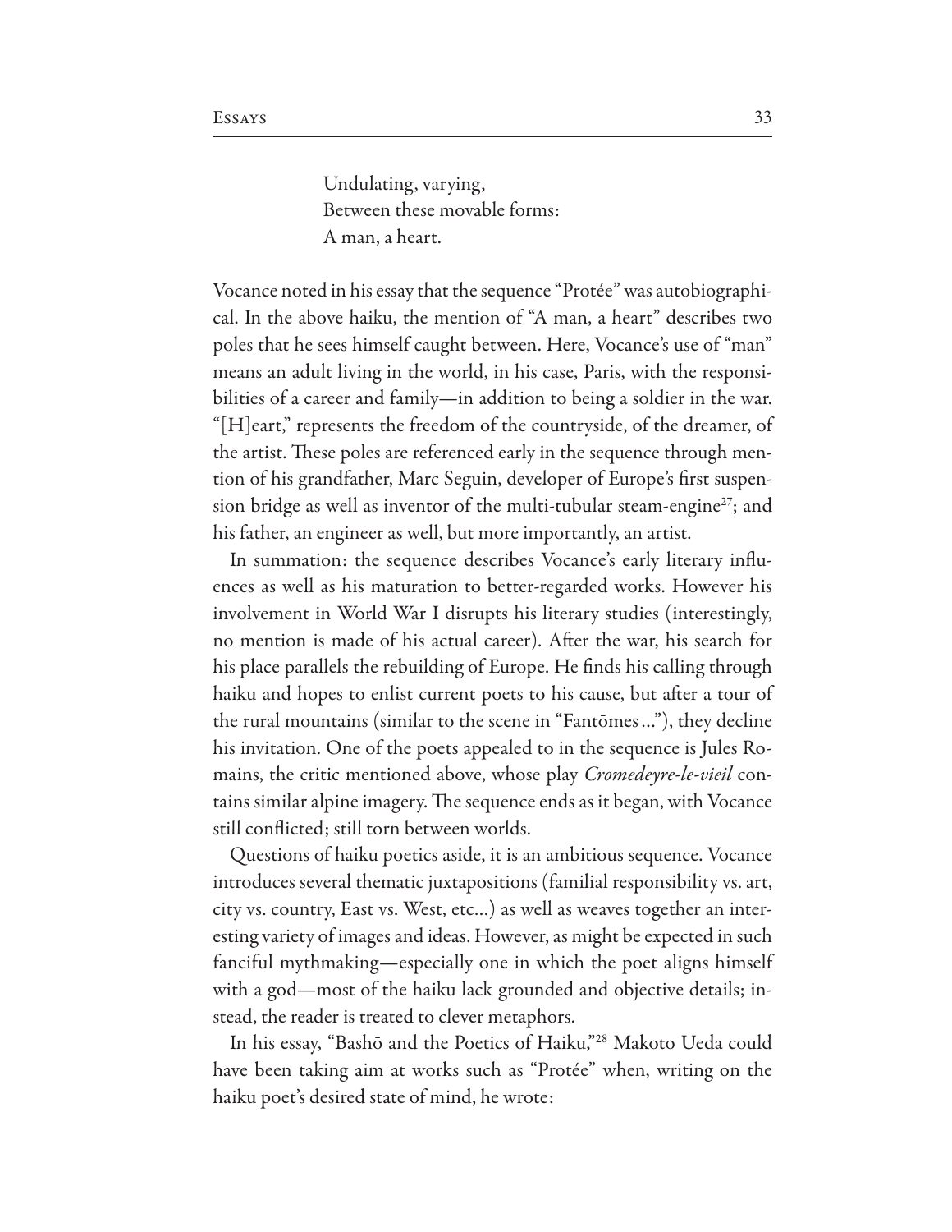Undulating, varying,  
Between these movable forms:  
A man, a heart.

Vocance noted in his essay that the sequence "Protée" was autobiographical. In the above haiku, the mention of "A man, a heart" describes two poles that he sees himself caught between. Here, Vocance's use of "man" means an adult living in the world, in his case, Paris, with the responsibilities of a career and family—in addition to being a soldier in the war. "[H]eart," represents the freedom of the countryside, of the dreamer, of the artist. These poles are referenced early in the sequence through mention of his grandfather, Marc Seguin, developer of Europe's first suspension bridge as well as inventor of the multi-tubular steam-engine[27]; and his father, an engineer as well, but more importantly, an artist.

In summation: the sequence describes Vocance's early literary influences as well as his maturation to better-regarded works. However his involvement in World War I disrupts his literary studies (interestingly, no mention is made of his actual career). After the war, his search for his place parallels the rebuilding of Europe. He finds his calling through haiku and hopes to enlist current poets to his cause, but after a tour of the rural mountains (similar to the scene in "Fantōmes ..."), they decline his invitation. One of the poets appealed to in the sequence is Jules Romains, the critic mentioned above, whose play *Cromedeyre-le-vieil* contains similar alpine imagery. The sequence ends as it began, with Vocance still conflicted; still torn between worlds.

Questions of haiku poetics aside, it is an ambitious sequence. Vocance introduces several thematic juxtapositions (familial responsibility vs. art, city vs. country, East vs. West, etc...) as well as weaves together an interesting variety of images and ideas. However, as might be expected in such fanciful mythmaking—especially one in which the poet aligns himself with a god—most of the haiku lack grounded and objective details; instead, the reader is treated to clever metaphors.

In his essay, "Bashō and the Poetics of Haiku,"[28] Makoto Ueda could have been taking aim at works such as "Protée" when, writing on the haiku poet's desired state of mind, he wrote: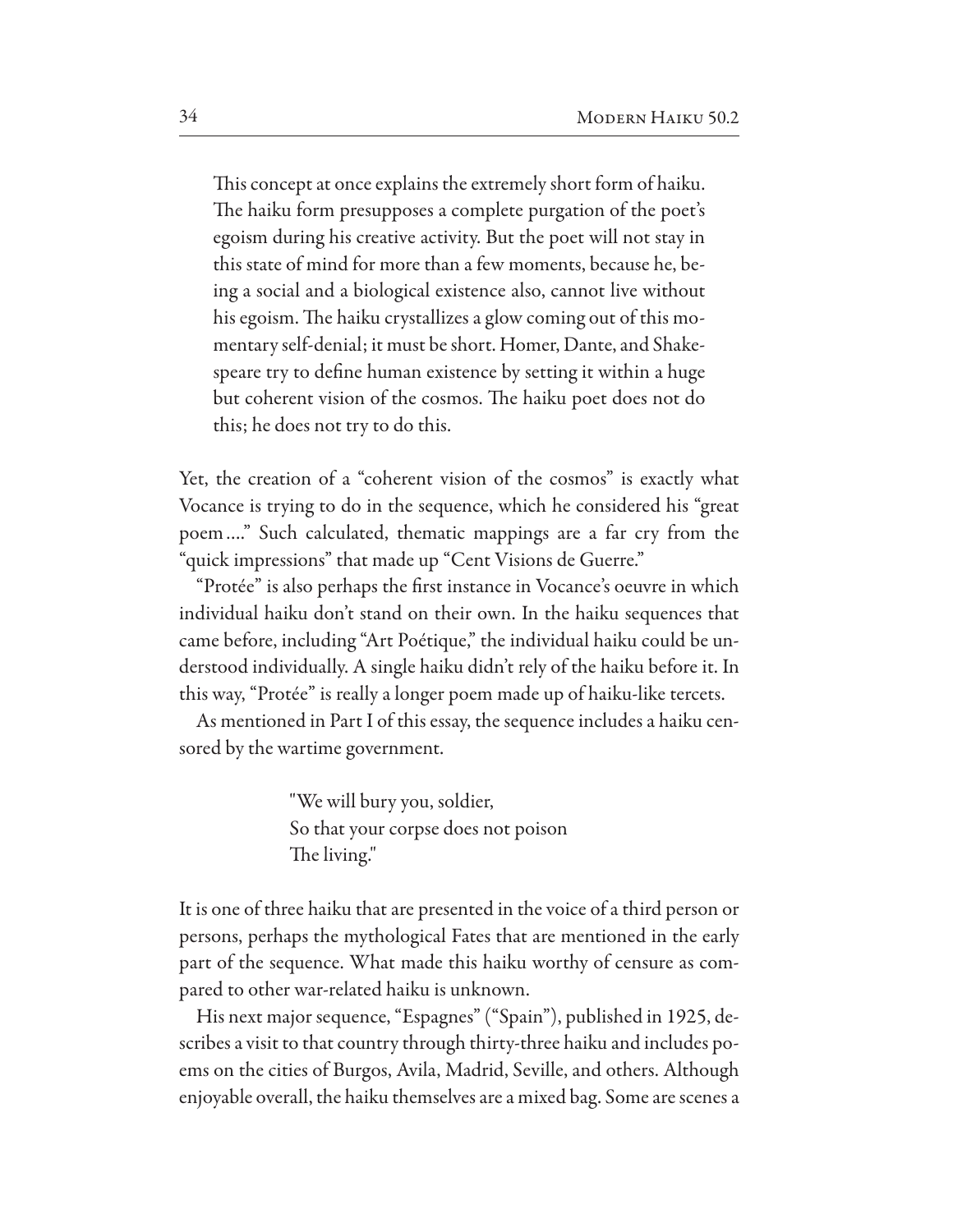> This concept at once explains the extremely short form of haiku. The haiku form presupposes a complete purgation of the poet's egoism during his creative activity. But the poet will not stay in this state of mind for more than a few moments, because he, being a social and a biological existence also, cannot live without his egoism. The haiku crystallizes a glow coming out of this momentary self-denial; it must be short. Homer, Dante, and Shakespeare try to define human existence by setting it within a huge but coherent vision of the cosmos. The haiku poet does not do this; he does not try to do this.

Yet, the creation of a "coherent vision of the cosmos" is exactly what Vocance is trying to do in the sequence, which he considered his "great poem…." Such calculated, thematic mappings are a far cry from the "quick impressions" that made up "Cent Visions de Guerre."

"Protée" is also perhaps the first instance in Vocance's oeuvre in which individual haiku don't stand on their own. In the haiku sequences that came before, including "Art Poétique," the individual haiku could be understood individually. A single haiku didn't rely of the haiku before it. In this way, "Protée" is really a longer poem made up of haiku-like tercets.

As mentioned in Part I of this essay, the sequence includes a haiku censored by the wartime government.

> "We will bury you, soldier,
> So that your corpse does not poison
> The living."

It is one of three haiku that are presented in the voice of a third person or persons, perhaps the mythological Fates that are mentioned in the early part of the sequence. What made this haiku worthy of censure as compared to other war-related haiku is unknown.

His next major sequence, "Espagnes" ("Spain"), published in 1925, describes a visit to that country through thirty-three haiku and includes poems on the cities of Burgos, Avila, Madrid, Seville, and others. Although enjoyable overall, the haiku themselves are a mixed bag. Some are scenes a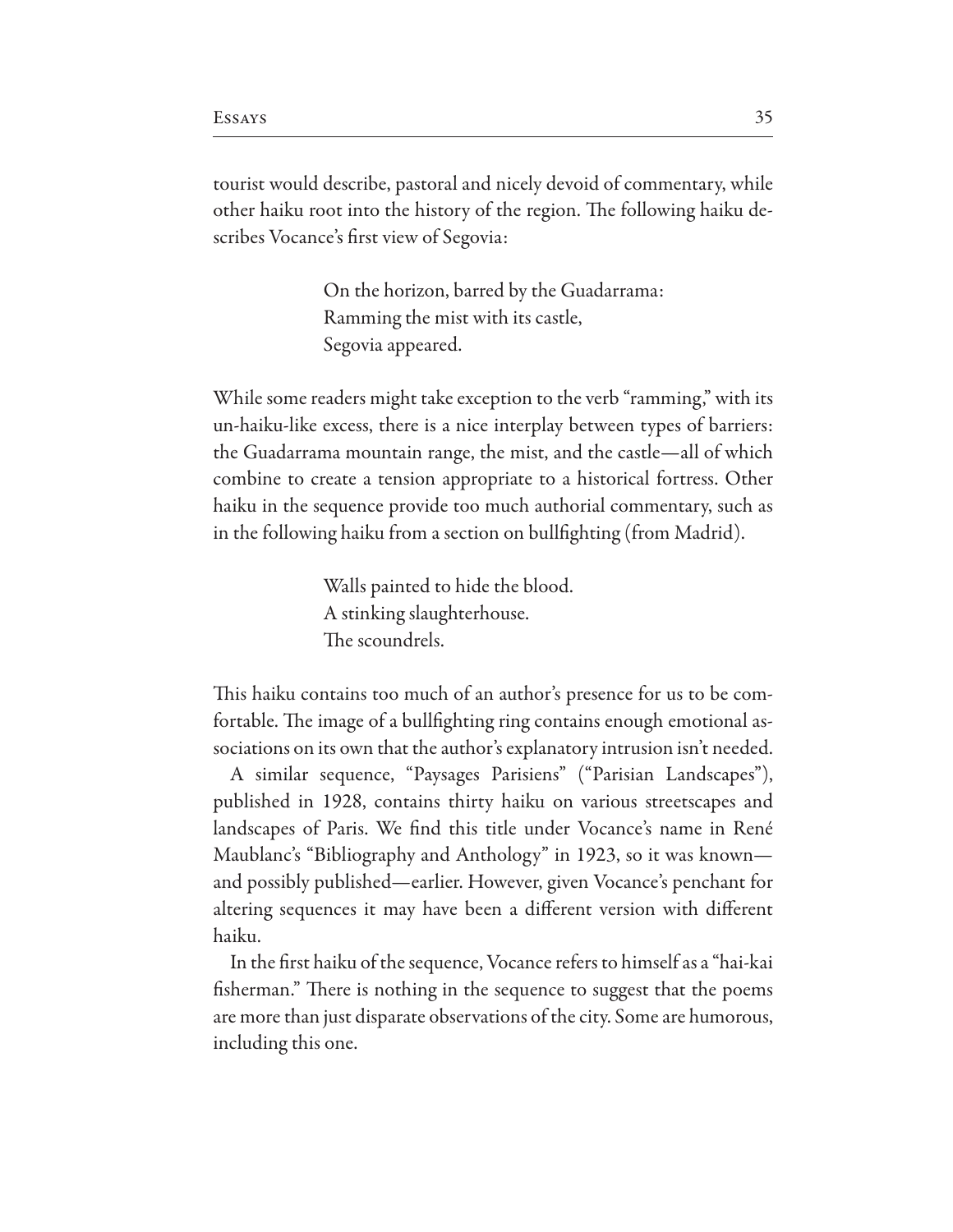tourist would describe, pastoral and nicely devoid of commentary, while other haiku root into the history of the region. The following haiku describes Vocance's first view of Segovia:

> On the horizon, barred by the Guadarrama:
> Ramming the mist with its castle,
> Segovia appeared.

While some readers might take exception to the verb "ramming," with its un-haiku-like excess, there is a nice interplay between types of barriers: the Guadarrama mountain range, the mist, and the castle—all of which combine to create a tension appropriate to a historical fortress. Other haiku in the sequence provide too much authorial commentary, such as in the following haiku from a section on bullfighting (from Madrid).

> Walls painted to hide the blood.
> A stinking slaughterhouse.
> The scoundrels.

This haiku contains too much of an author's presence for us to be comfortable. The image of a bullfighting ring contains enough emotional associations on its own that the author's explanatory intrusion isn't needed.

A similar sequence, "Paysages Parisiens" ("Parisian Landscapes"), published in 1928, contains thirty haiku on various streetscapes and landscapes of Paris. We find this title under Vocance's name in René Maublanc's "Bibliography and Anthology" in 1923, so it was known—and possibly published—earlier. However, given Vocance's penchant for altering sequences it may have been a different version with different haiku.

In the first haiku of the sequence, Vocance refers to himself as a "hai-kai fisherman." There is nothing in the sequence to suggest that the poems are more than just disparate observations of the city. Some are humorous, including this one.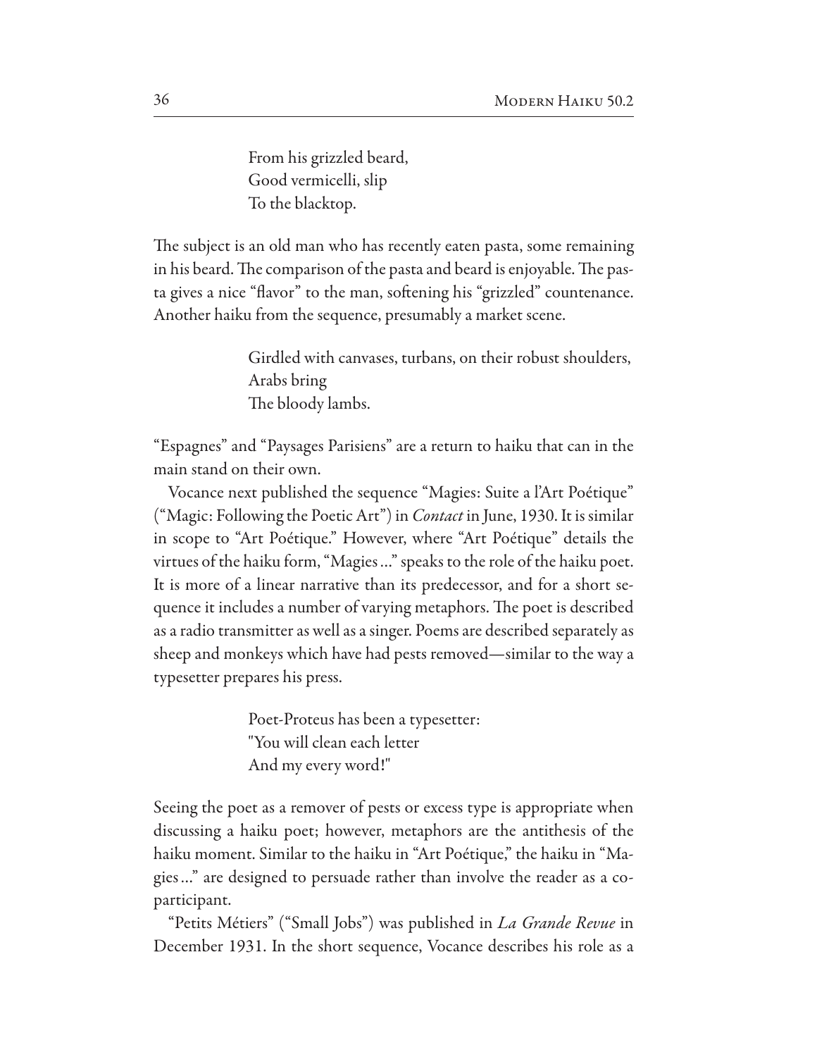> From his grizzled beard,
> Good vermicelli, slip
> To the blacktop.

The subject is an old man who has recently eaten pasta, some remaining in his beard. The comparison of the pasta and beard is enjoyable. The pasta gives a nice "flavor" to the man, softening his "grizzled" countenance. Another haiku from the sequence, presumably a market scene.

> Girdled with canvases, turbans, on their robust shoulders,
> Arabs bring
> The bloody lambs.

"Espagnes" and "Paysages Parisiens" are a return to haiku that can in the main stand on their own.

Vocance next published the sequence "Magies: Suite a l'Art Poétique" ("Magic: Following the Poetic Art") in *Contact* in June, 1930. It is similar in scope to "Art Poétique." However, where "Art Poétique" details the virtues of the haiku form, "Magies …" speaks to the role of the haiku poet. It is more of a linear narrative than its predecessor, and for a short sequence it includes a number of varying metaphors. The poet is described as a radio transmitter as well as a singer. Poems are described separately as sheep and monkeys which have had pests removed—similar to the way a typesetter prepares his press.

> Poet-Proteus has been a typesetter:
> "You will clean each letter
> And my every word!"

Seeing the poet as a remover of pests or excess type is appropriate when discussing a haiku poet; however, metaphors are the antithesis of the haiku moment. Similar to the haiku in "Art Poétique," the haiku in "Magies …" are designed to persuade rather than involve the reader as a co-participant.

"Petits Métiers" ("Small Jobs") was published in *La Grande Revue* in December 1931. In the short sequence, Vocance describes his role as a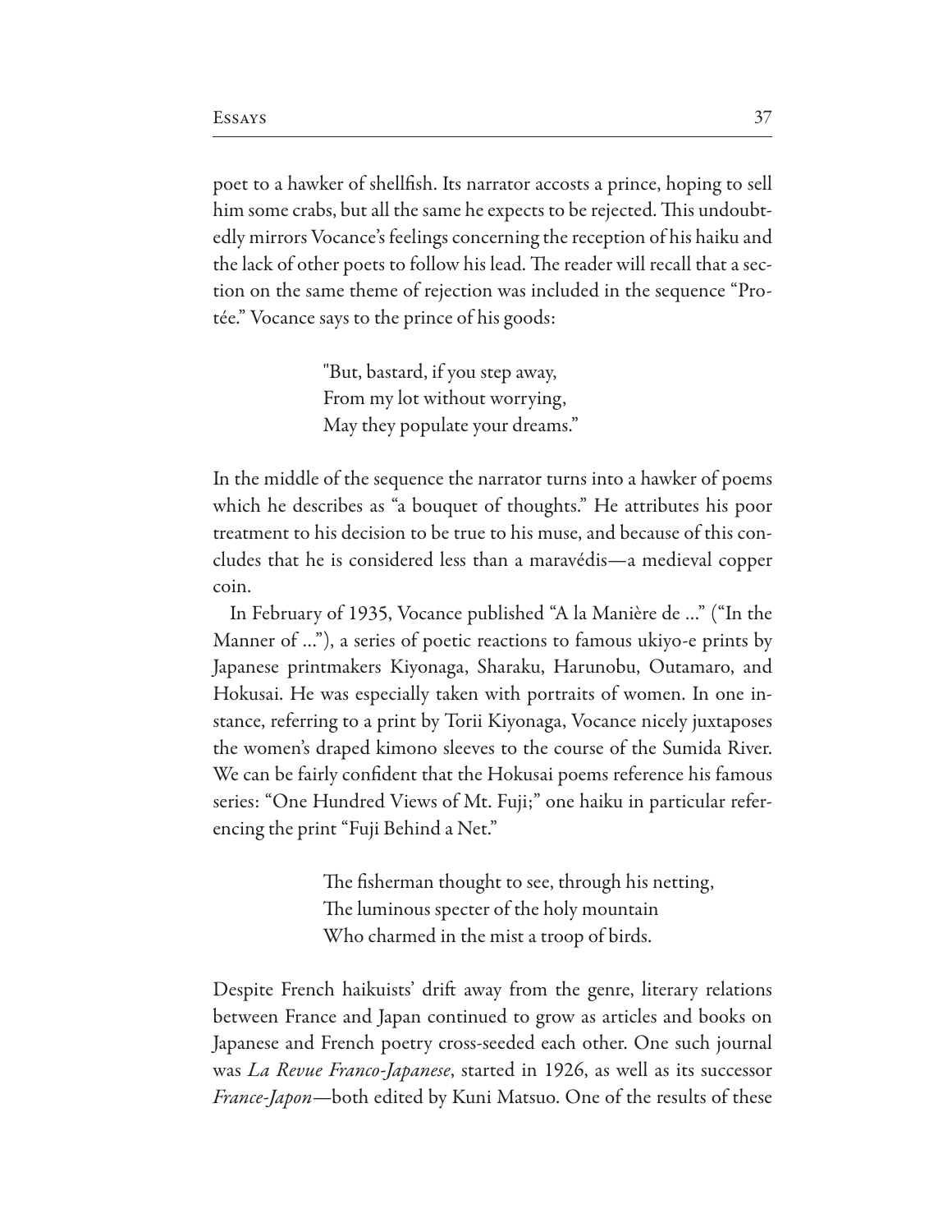poet to a hawker of shellfish. Its narrator accosts a prince, hoping to sell him some crabs, but all the same he expects to be rejected. This undoubtedly mirrors Vocance's feelings concerning the reception of his haiku and the lack of other poets to follow his lead. The reader will recall that a section on the same theme of rejection was included in the sequence "Protée." Vocance says to the prince of his goods:

> "But, bastard, if you step away,
> From my lot without worrying,
> May they populate your dreams."

In the middle of the sequence the narrator turns into a hawker of poems which he describes as "a bouquet of thoughts." He attributes his poor treatment to his decision to be true to his muse, and because of this concludes that he is considered less than a maravédis—a medieval copper coin.

In February of 1935, Vocance published "A la Manière de ..." ("In the Manner of ..."), a series of poetic reactions to famous ukiyo-e prints by Japanese printmakers Kiyonaga, Sharaku, Harunobu, Outamaro, and Hokusai. He was especially taken with portraits of women. In one instance, referring to a print by Torii Kiyonaga, Vocance nicely juxtaposes the women's draped kimono sleeves to the course of the Sumida River. We can be fairly confident that the Hokusai poems reference his famous series: "One Hundred Views of Mt. Fuji;" one haiku in particular referencing the print "Fuji Behind a Net."

> The fisherman thought to see, through his netting,
> The luminous specter of the holy mountain
> Who charmed in the mist a troop of birds.

Despite French haikuists' drift away from the genre, literary relations between France and Japan continued to grow as articles and books on Japanese and French poetry cross-seeded each other. One such journal was *La Revue Franco-Japanese*, started in 1926, as well as its successor *France-Japon*—both edited by Kuni Matsuo. One of the results of these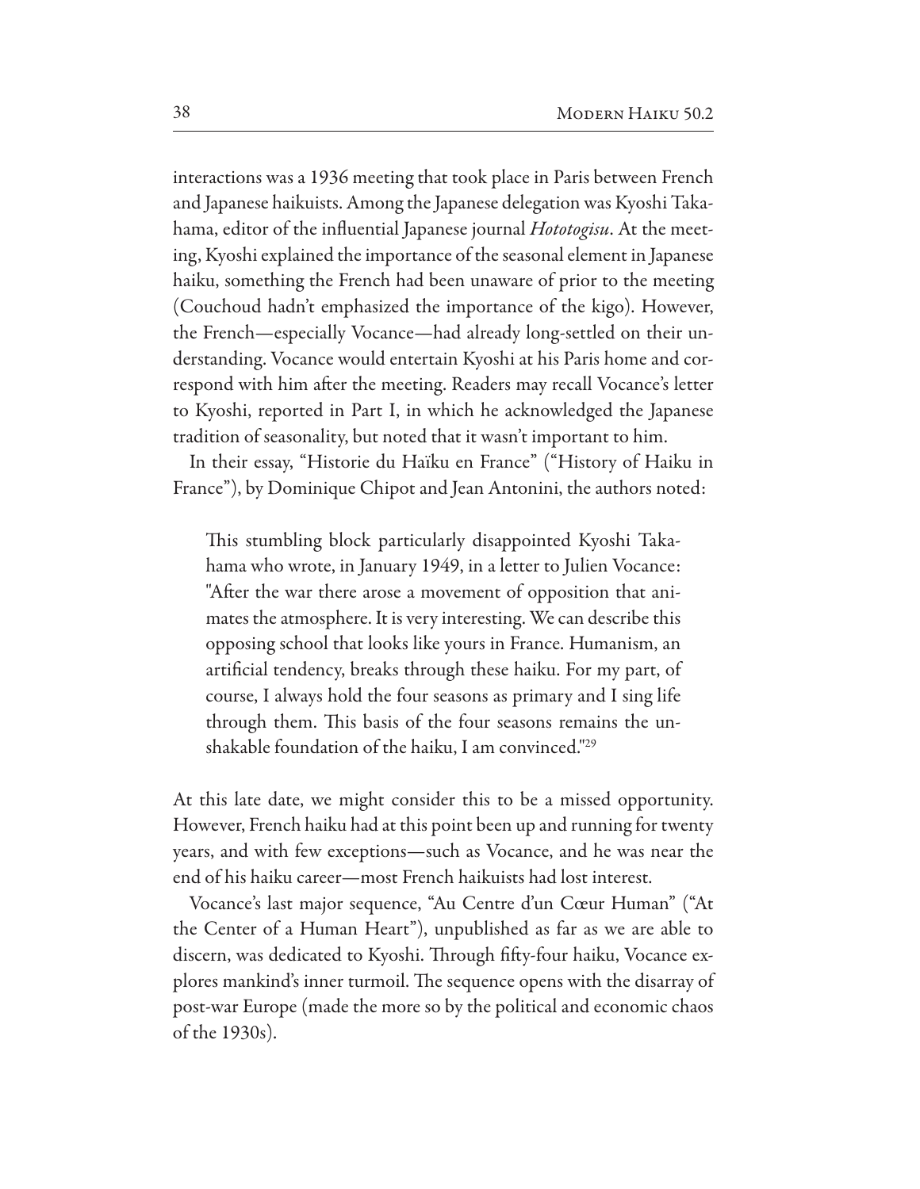interactions was a 1936 meeting that took place in Paris between French and Japanese haikuists. Among the Japanese delegation was Kyoshi Takahama, editor of the influential Japanese journal *Hototogisu*. At the meeting, Kyoshi explained the importance of the seasonal element in Japanese haiku, something the French had been unaware of prior to the meeting (Couchoud hadn't emphasized the importance of the kigo). However, the French—especially Vocance—had already long-settled on their understanding. Vocance would entertain Kyoshi at his Paris home and correspond with him after the meeting. Readers may recall Vocance's letter to Kyoshi, reported in Part I, in which he acknowledged the Japanese tradition of seasonality, but noted that it wasn't important to him.

In their essay, "Historie du Haïku en France" ("History of Haiku in France"), by Dominique Chipot and Jean Antonini, the authors noted:

> This stumbling block particularly disappointed Kyoshi Takahama who wrote, in January 1949, in a letter to Julien Vocance: "After the war there arose a movement of opposition that animates the atmosphere. It is very interesting. We can describe this opposing school that looks like yours in France. Humanism, an artificial tendency, breaks through these haiku. For my part, of course, I always hold the four seasons as primary and I sing life through them. This basis of the four seasons remains the unshakable foundation of the haiku, I am convinced."[29]

At this late date, we might consider this to be a missed opportunity. However, French haiku had at this point been up and running for twenty years, and with few exceptions—such as Vocance, and he was near the end of his haiku career—most French haikuists had lost interest.

Vocance's last major sequence, "Au Centre d'un Cœur Human" ("At the Center of a Human Heart"), unpublished as far as we are able to discern, was dedicated to Kyoshi. Through fifty-four haiku, Vocance explores mankind's inner turmoil. The sequence opens with the disarray of post-war Europe (made the more so by the political and economic chaos of the 1930s).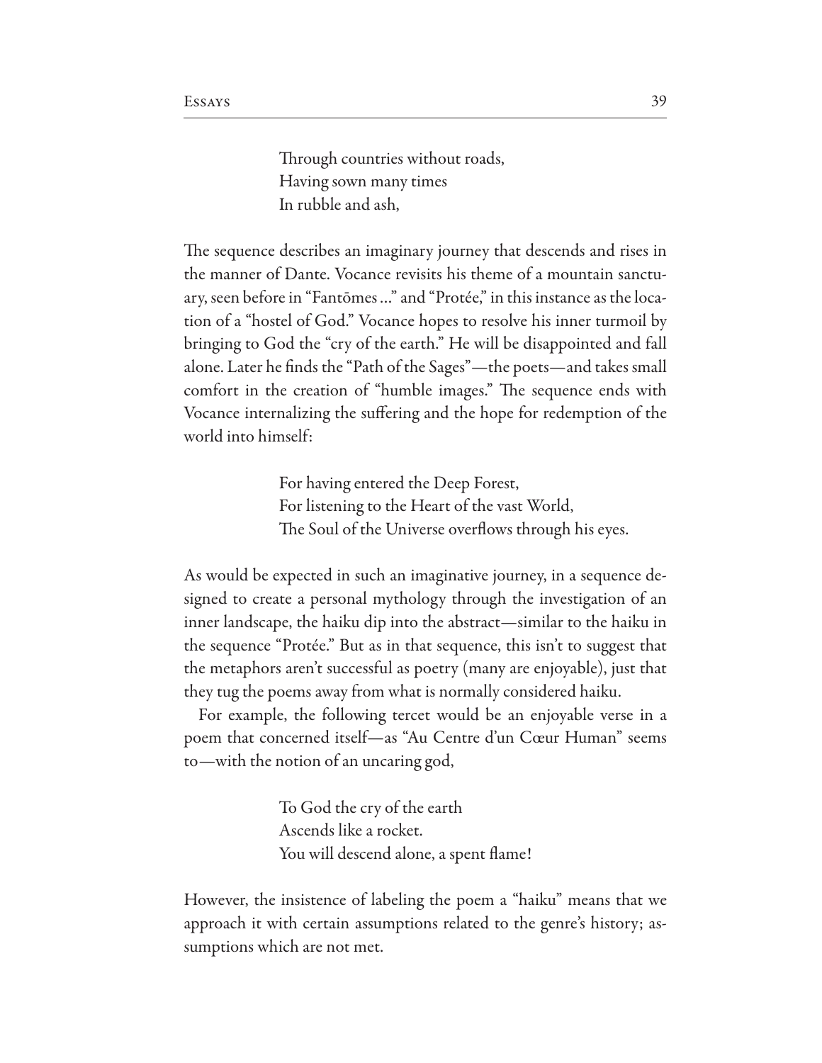> Through countries without roads,
> Having sown many times
> In rubble and ash,

The sequence describes an imaginary journey that descends and rises in the manner of Dante. Vocance revisits his theme of a mountain sanctuary, seen before in "Fantōmes ..." and "Protée," in this instance as the location of a "hostel of God." Vocance hopes to resolve his inner turmoil by bringing to God the "cry of the earth." He will be disappointed and fall alone. Later he finds the "Path of the Sages"—the poets—and takes small comfort in the creation of "humble images." The sequence ends with Vocance internalizing the suffering and the hope for redemption of the world into himself:

> For having entered the Deep Forest,
> For listening to the Heart of the vast World,
> The Soul of the Universe overflows through his eyes.

As would be expected in such an imaginative journey, in a sequence designed to create a personal mythology through the investigation of an inner landscape, the haiku dip into the abstract—similar to the haiku in the sequence "Protée." But as in that sequence, this isn't to suggest that the metaphors aren't successful as poetry (many are enjoyable), just that they tug the poems away from what is normally considered haiku.

For example, the following tercet would be an enjoyable verse in a poem that concerned itself—as "Au Centre d'un Cœur Human" seems to—with the notion of an uncaring god,

> To God the cry of the earth
> Ascends like a rocket.
> You will descend alone, a spent flame!

However, the insistence of labeling the poem a "haiku" means that we approach it with certain assumptions related to the genre's history; assumptions which are not met.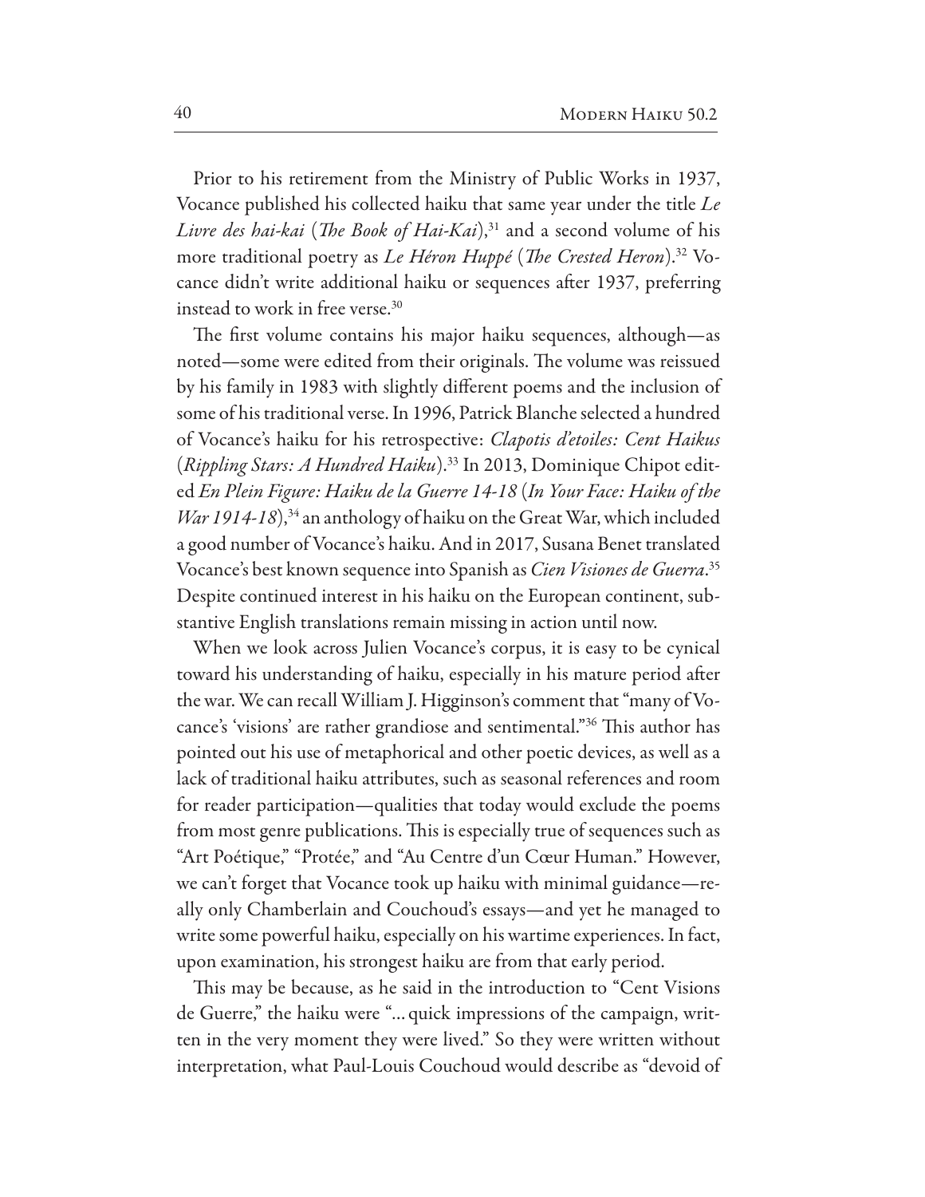Prior to his retirement from the Ministry of Public Works in 1937, Vocance published his collected haiku that same year under the title *Le Livre des hai-kai* (*The Book of Hai-Kai*),[31] and a second volume of his more traditional poetry as *Le Héron Huppé* (*The Crested Heron*).[32] Vocance didn't write additional haiku or sequences after 1937, preferring instead to work in free verse.[30]

The first volume contains his major haiku sequences, although—as noted—some were edited from their originals. The volume was reissued by his family in 1983 with slightly different poems and the inclusion of some of his traditional verse. In 1996, Patrick Blanche selected a hundred of Vocance's haiku for his retrospective: *Clapotis d'etoiles: Cent Haikus* (*Rippling Stars: A Hundred Haiku*).[33] In 2013, Dominique Chipot edited *En Plein Figure: Haiku de la Guerre 14-18* (*In Your Face: Haiku of the War 1914-18*),[34] an anthology of haiku on the Great War, which included a good number of Vocance's haiku. And in 2017, Susana Benet translated Vocance's best known sequence into Spanish as *Cien Visiones de Guerra*.[35] Despite continued interest in his haiku on the European continent, substantive English translations remain missing in action until now.

When we look across Julien Vocance's corpus, it is easy to be cynical toward his understanding of haiku, especially in his mature period after the war. We can recall William J. Higginson's comment that "many of Vocance's 'visions' are rather grandiose and sentimental."[36] This author has pointed out his use of metaphorical and other poetic devices, as well as a lack of traditional haiku attributes, such as seasonal references and room for reader participation—qualities that today would exclude the poems from most genre publications. This is especially true of sequences such as "Art Poétique," "Protée," and "Au Centre d'un Cœur Human." However, we can't forget that Vocance took up haiku with minimal guidance—really only Chamberlain and Couchoud's essays—and yet he managed to write some powerful haiku, especially on his wartime experiences. In fact, upon examination, his strongest haiku are from that early period.

This may be because, as he said in the introduction to "Cent Visions de Guerre," the haiku were "… quick impressions of the campaign, written in the very moment they were lived." So they were written without interpretation, what Paul-Louis Couchoud would describe as "devoid of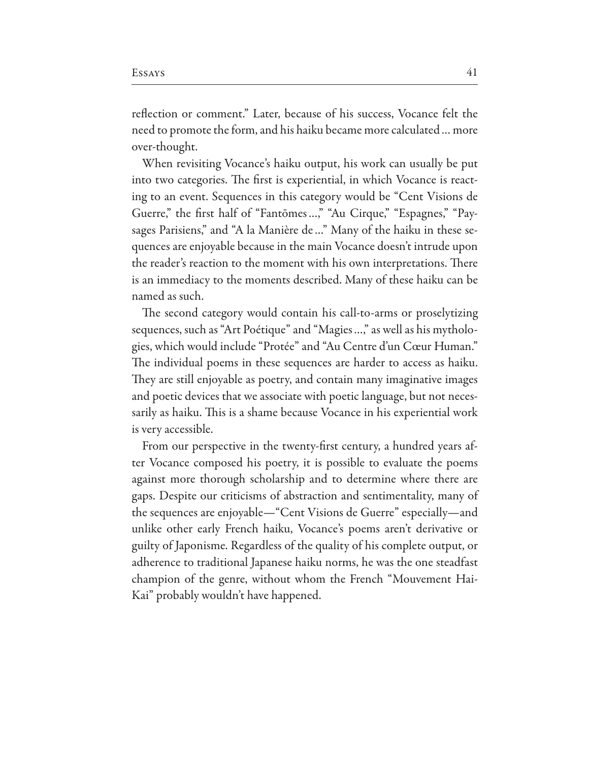reflection or comment." Later, because of his success, Vocance felt the need to promote the form, and his haiku became more calculated … more over-thought.

When revisiting Vocance's haiku output, his work can usually be put into two categories. The first is experiential, in which Vocance is reacting to an event. Sequences in this category would be "Cent Visions de Guerre," the first half of "Fantōmes …," "Au Cirque," "Espagnes," "Paysages Parisiens," and "A la Manière de …" Many of the haiku in these sequences are enjoyable because in the main Vocance doesn't intrude upon the reader's reaction to the moment with his own interpretations. There is an immediacy to the moments described. Many of these haiku can be named as such.

The second category would contain his call-to-arms or proselytizing sequences, such as "Art Poétique" and "Magies …," as well as his mythologies, which would include "Protée" and "Au Centre d'un Cœur Human." The individual poems in these sequences are harder to access as haiku. They are still enjoyable as poetry, and contain many imaginative images and poetic devices that we associate with poetic language, but not necessarily as haiku. This is a shame because Vocance in his experiential work is very accessible.

From our perspective in the twenty-first century, a hundred years after Vocance composed his poetry, it is possible to evaluate the poems against more thorough scholarship and to determine where there are gaps. Despite our criticisms of abstraction and sentimentality, many of the sequences are enjoyable—"Cent Visions de Guerre" especially—and unlike other early French haiku, Vocance's poems aren't derivative or guilty of Japonisme. Regardless of the quality of his complete output, or adherence to traditional Japanese haiku norms, he was the one steadfast champion of the genre, without whom the French "Mouvement Hai-Kai" probably wouldn't have happened.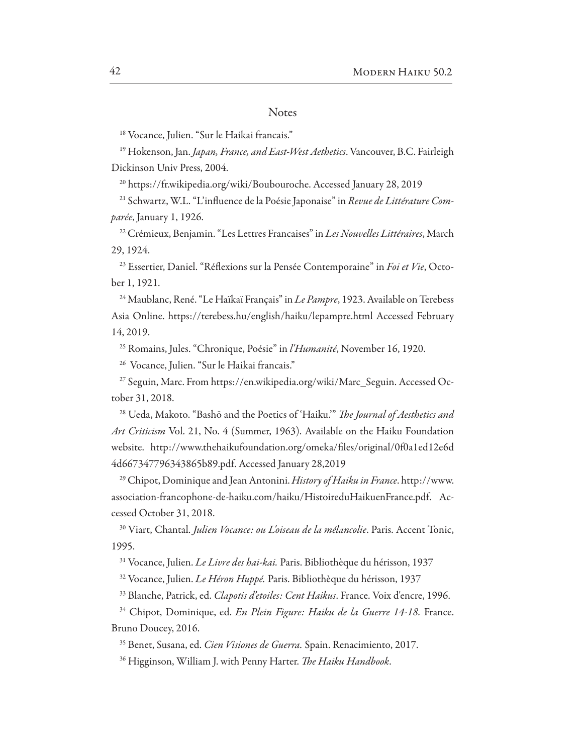## Notes

[18] Vocance, Julien. "Sur le Haikai francais."

[19] Hokenson, Jan. *Japan, France, and East-West Aethetics*. Vancouver, B.C. Fairleigh Dickinson Univ Press, 2004.

[20] https://fr.wikipedia.org/wiki/Boubouroche. Accessed January 28, 2019

[21] Schwartz, W.L. "L'influence de la Poésie Japonaise" in *Revue de Littérature Comparée*, January 1, 1926.

[22] Crémieux, Benjamin. "Les Lettres Francaises" in *Les Nouvelles Littéraires*, March 29, 1924.

[23] Essertier, Daniel. "Réflexions sur la Pensée Contemporaine" in *Foi et Vie*, October 1, 1921.

[24] Maublanc, René. "Le Haïkaï Français" in *Le Pampre*, 1923. Available on Terebess Asia Online. https://terebess.hu/english/haiku/lepampre.html Accessed February 14, 2019.

[25] Romains, Jules. "Chronique, Poésie" in *l'Humanité*, November 16, 1920.

[26] Vocance, Julien. "Sur le Haikai francais."

[27] Seguin, Marc. From https://en.wikipedia.org/wiki/Marc_Seguin. Accessed October 31, 2018.

[28] Ueda, Makoto. "Bashō and the Poetics of 'Haiku.'" *The Journal of Aesthetics and Art Criticism* Vol. 21, No. 4 (Summer, 1963). Available on the Haiku Foundation website. http://www.thehaikufoundation.org/omeka/files/original/0f0a1ed12e6d4d667347796343865b89.pdf. Accessed January 28,2019

[29] Chipot, Dominique and Jean Antonini. *History of Haiku in France*. http://www.association-francophone-de-haiku.com/haiku/HistoireduHaikuenFrance.pdf. Accessed October 31, 2018.

[30] Viart, Chantal. *Julien Vocance: ou L'oiseau de la mélancolie*. Paris. Accent Tonic, 1995.

[31] Vocance, Julien. *Le Livre des hai-kai.* Paris. Bibliothèque du hérisson, 1937

[32] Vocance, Julien. *Le Héron Huppé.* Paris. Bibliothèque du hérisson, 1937

[33] Blanche, Patrick, ed. *Clapotis d'etoiles: Cent Haikus*. France. Voix d'encre, 1996.

[34] Chipot, Dominique, ed. *En Plein Figure: Haiku de la Guerre 14-18.* France. Bruno Doucey, 2016.

[35] Benet, Susana, ed. *Cien Visiones de Guerra.* Spain. Renacimiento, 2017.

[36] Higginson, William J. with Penny Harter. *The Haiku Handbook*.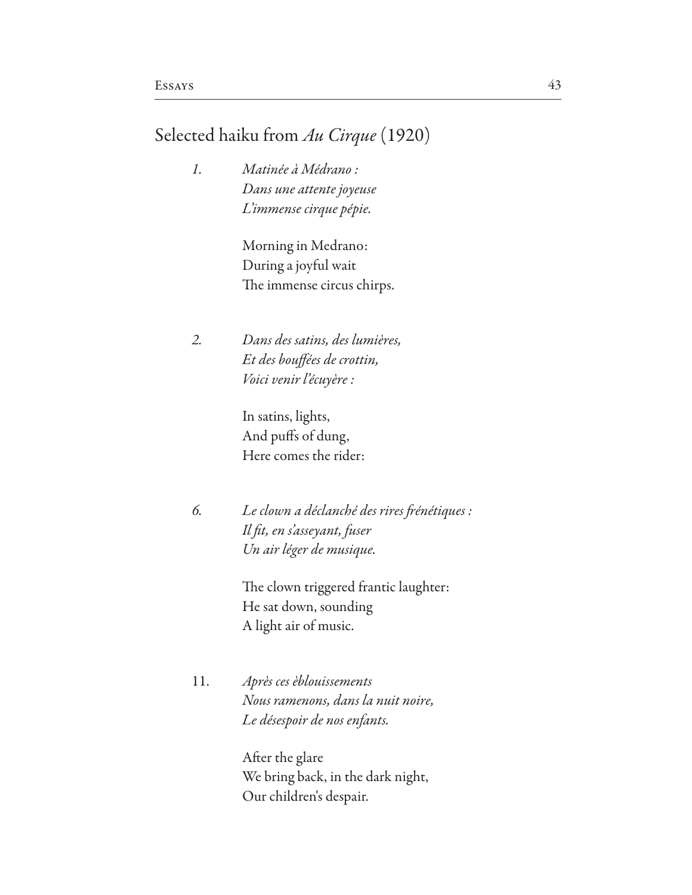## Selected haiku from *Au Cirque* (1920)

1. *Matinée à Médrano :*  
   *Dans une attente joyeuse*  
   *L'immense cirque pépie.*

   Morning in Medrano:  
   During a joyful wait  
   The immense circus chirps.

2. *Dans des satins, des lumières,*  
   *Et des bouffées de crottin,*  
   *Voici venir l'écuyère :*

   In satins, lights,  
   And puffs of dung,  
   Here comes the rider:

6. *Le clown a déclanché des rires frénétiques :*  
   *Il fit, en s'asseyant, fuser*  
   *Un air léger de musique.*

   The clown triggered frantic laughter:  
   He sat down, sounding  
   A light air of music.

11. *Après ces èblouissements*  
    *Nous ramenons, dans la nuit noire,*  
    *Le désespoir de nos enfants.*

    After the glare  
    We bring back, in the dark night,  
    Our children's despair.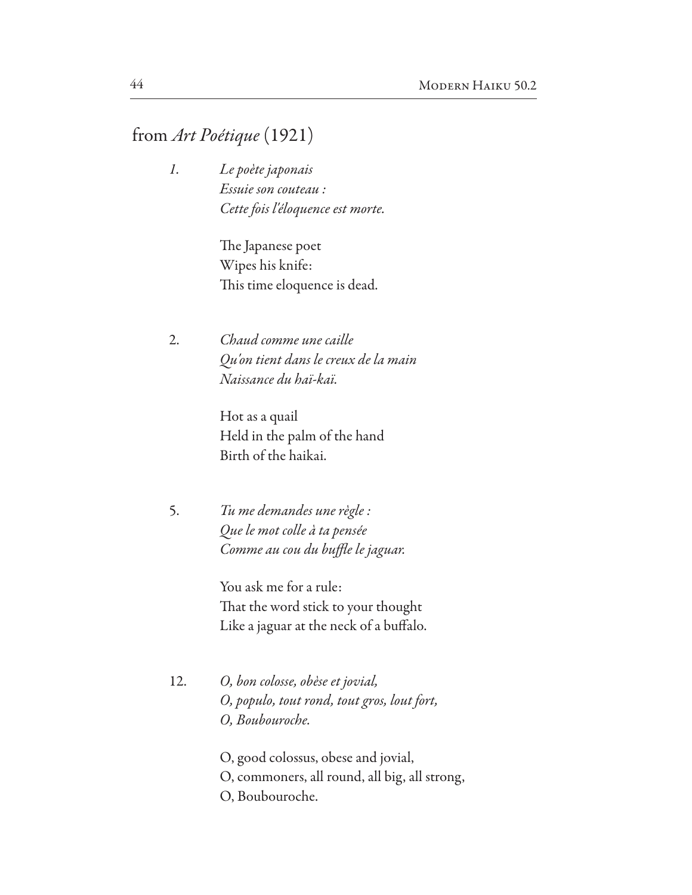## from *Art Poétique* (1921)

*1.* *Le poète japonais*
*Essuie son couteau :*
*Cette fois l'éloquence est morte.*

The Japanese poet
Wipes his knife:
This time eloquence is dead.

2. *Chaud comme une caille*
*Qu'on tient dans le creux de la main*
*Naissance du haï-kaï.*

Hot as a quail
Held in the palm of the hand
Birth of the haikai.

5. *Tu me demandes une règle :*
*Que le mot colle à ta pensée*
*Comme au cou du buffle le jaguar.*

You ask me for a rule:
That the word stick to your thought
Like a jaguar at the neck of a buffalo.

12. *O, bon colosse, obèse et jovial,*
*O, populo, tout rond, tout gros, lout fort,*
*O, Boubouroche.*

O, good colossus, obese and jovial,
O, commoners, all round, all big, all strong,
O, Boubouroche.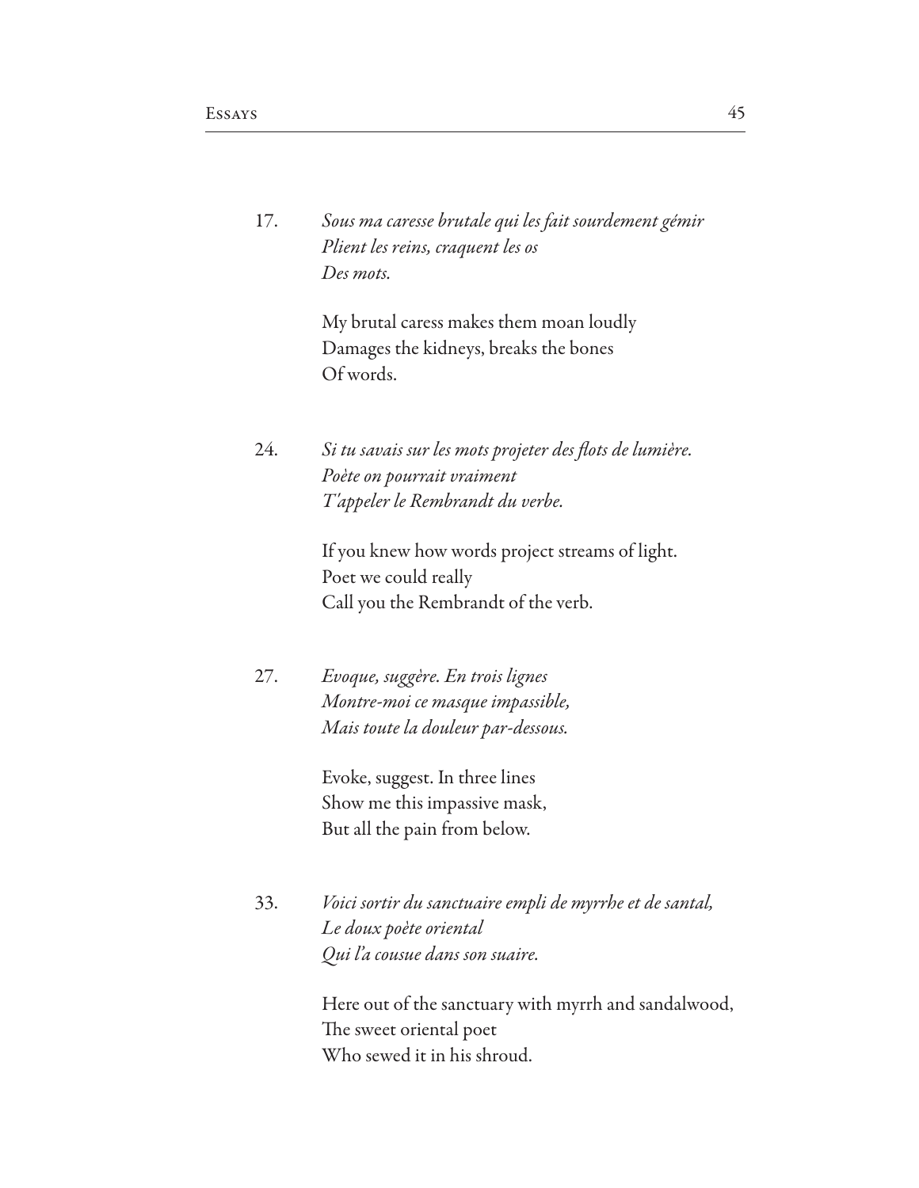17. *Sous ma caresse brutale qui les fait sourdement gémir*  
*Plient les reins, craquent les os*  
*Des mots.*

My brutal caress makes them moan loudly  
Damages the kidneys, breaks the bones  
Of words.

24. *Si tu savais sur les mots projeter des flots de lumière.*  
*Poète on pourrait vraiment*  
*T'appeler le Rembrandt du verbe.*

If you knew how words project streams of light.  
Poet we could really  
Call you the Rembrandt of the verb.

27. *Evoque, suggère. En trois lignes*  
*Montre-moi ce masque impassible,*  
*Mais toute la douleur par-dessous.*

Evoke, suggest. In three lines  
Show me this impassive mask,  
But all the pain from below.

33. *Voici sortir du sanctuaire empli de myrrhe et de santal,*  
*Le doux poète oriental*  
*Qui l'a cousue dans son suaire.*

Here out of the sanctuary with myrrh and sandalwood,  
The sweet oriental poet  
Who sewed it in his shroud.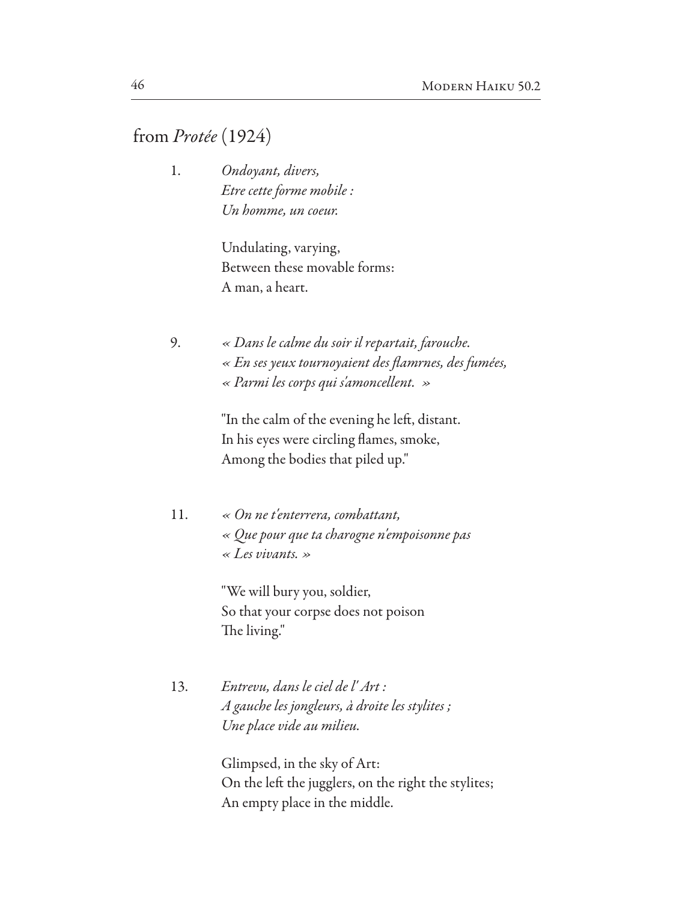## from *Protée* (1924)

1. *Ondoyant, divers,*
   *Etre cette forme mobile :*
   *Un homme, un coeur.*

   Undulating, varying,
   Between these movable forms:
   A man, a heart.

9. *« Dans le calme du soir il repartait, farouche.*
   *« En ses yeux tournoyaient des flamrnes, des fumées,*
   *« Parmi les corps qui s'amoncellent. »*

   "In the calm of the evening he left, distant.
   In his eyes were circling flames, smoke,
   Among the bodies that piled up."

11. *« On ne t'enterrera, combattant,*
    *« Que pour que ta charogne n'empoisonne pas*
    *« Les vivants. »*

    "We will bury you, soldier,
    So that your corpse does not poison
    The living."

13. *Entrevu, dans le ciel de l' Art :*
    *A gauche les jongleurs, à droite les stylites ;*
    *Une place vide au milieu.*

    Glimpsed, in the sky of Art:
    On the left the jugglers, on the right the stylites;
    An empty place in the middle.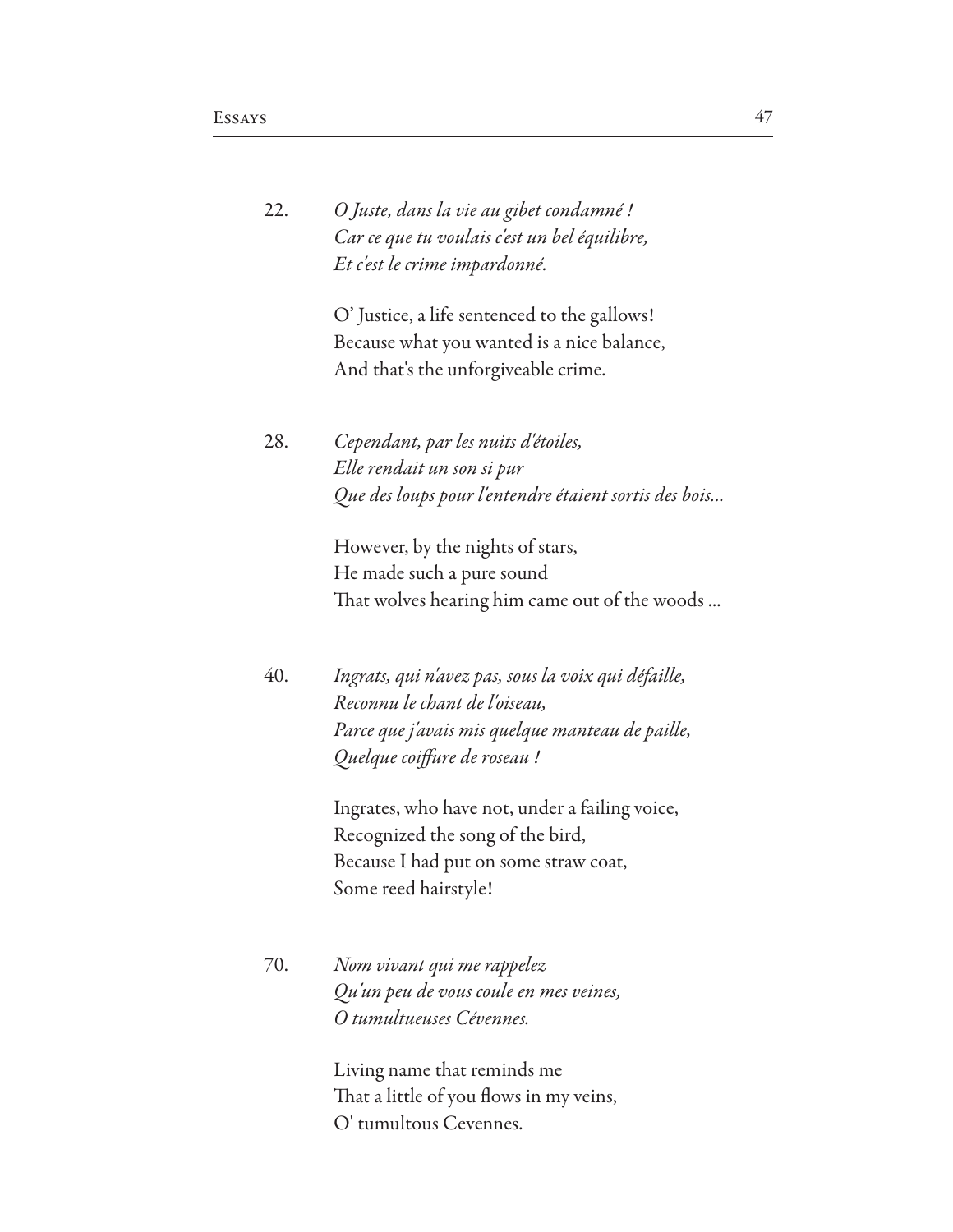22. *O Juste, dans la vie au gibet condamné !*
*Car ce que tu voulais c'est un bel équilibre,*
*Et c'est le crime impardonné.*

O' Justice, a life sentenced to the gallows!
Because what you wanted is a nice balance,
And that's the unforgiveable crime.

28. *Cependant, par les nuits d'étoiles,*
*Elle rendait un son si pur*
*Que des loups pour l'entendre étaient sortis des bois...*

However, by the nights of stars,
He made such a pure sound
That wolves hearing him came out of the woods ...

40. *Ingrats, qui n'avez pas, sous la voix qui défaille,*
*Reconnu le chant de l'oiseau,*
*Parce que j'avais mis quelque manteau de paille,*
*Quelque coiffure de roseau !*

Ingrates, who have not, under a failing voice,
Recognized the song of the bird,
Because I had put on some straw coat,
Some reed hairstyle!

70. *Nom vivant qui me rappelez*
*Qu'un peu de vous coule en mes veines,*
*O tumultueuses Cévennes.*

Living name that reminds me
That a little of you flows in my veins,
O' tumultous Cevennes.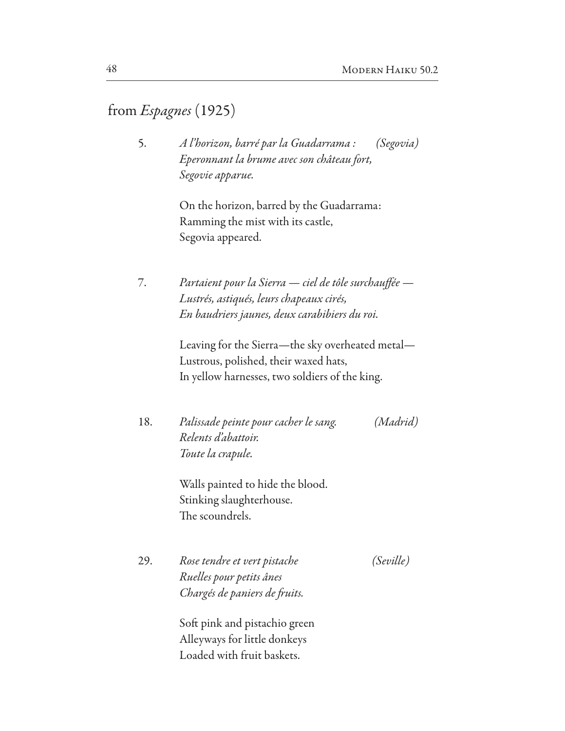## from *Espagnes* (1925)

5. *A l'horizon, barré par la Guadarrama :* *(Segovia)*
*Eperonnant la brume avec son château fort,*
*Segovie apparue.*

On the horizon, barred by the Guadarrama:
Ramming the mist with its castle,
Segovia appeared.

7. *Partaient pour la Sierra — ciel de tôle surchauffée —*
*Lustrés, astiqués, leurs chapeaux cirés,*
*En baudriers jaunes, deux carabibiers du roi.*

Leaving for the Sierra—the sky overheated metal—
Lustrous, polished, their waxed hats,
In yellow harnesses, two soldiers of the king.

18. *Palissade peinte pour cacher le sang.* *(Madrid)*
*Relents d'abattoir.*
*Toute la crapule.*

Walls painted to hide the blood.
Stinking slaughterhouse.
The scoundrels.

29. *Rose tendre et vert pistache* *(Seville)*
*Ruelles pour petits ânes*
*Chargés de paniers de fruits.*

Soft pink and pistachio green
Alleyways for little donkeys
Loaded with fruit baskets.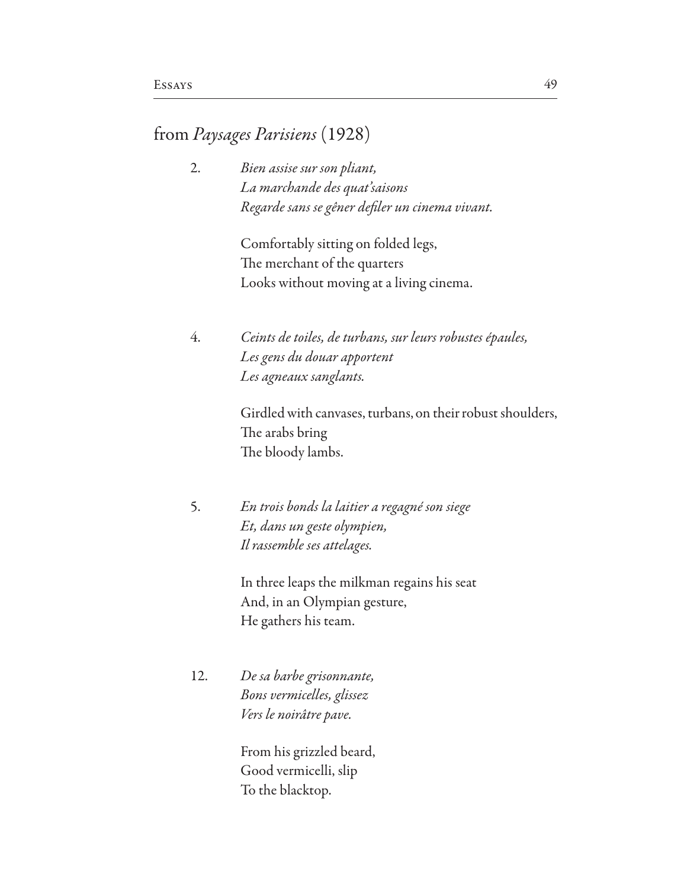## from *Paysages Parisiens* (1928)

2. *Bien assise sur son pliant,*
   *La marchande des quat'saisons*
   *Regarde sans se gêner defiler un cinema vivant.*

   Comfortably sitting on folded legs,
   The merchant of the quarters
   Looks without moving at a living cinema.

4. *Ceints de toiles, de turbans, sur leurs robustes épaules,*
   *Les gens du douar apportent*
   *Les agneaux sanglants.*

   Girdled with canvases, turbans, on their robust shoulders,
   The arabs bring
   The bloody lambs.

5. *En trois bonds la laitier a regagné son siege*
   *Et, dans un geste olympien,*
   *Il rassemble ses attelages.*

   In three leaps the milkman regains his seat
   And, in an Olympian gesture,
   He gathers his team.

12. *De sa barbe grisonnante,*
    *Bons vermicelles, glissez*
    *Vers le noirâtre pave.*

    From his grizzled beard,
    Good vermicelli, slip
    To the blacktop.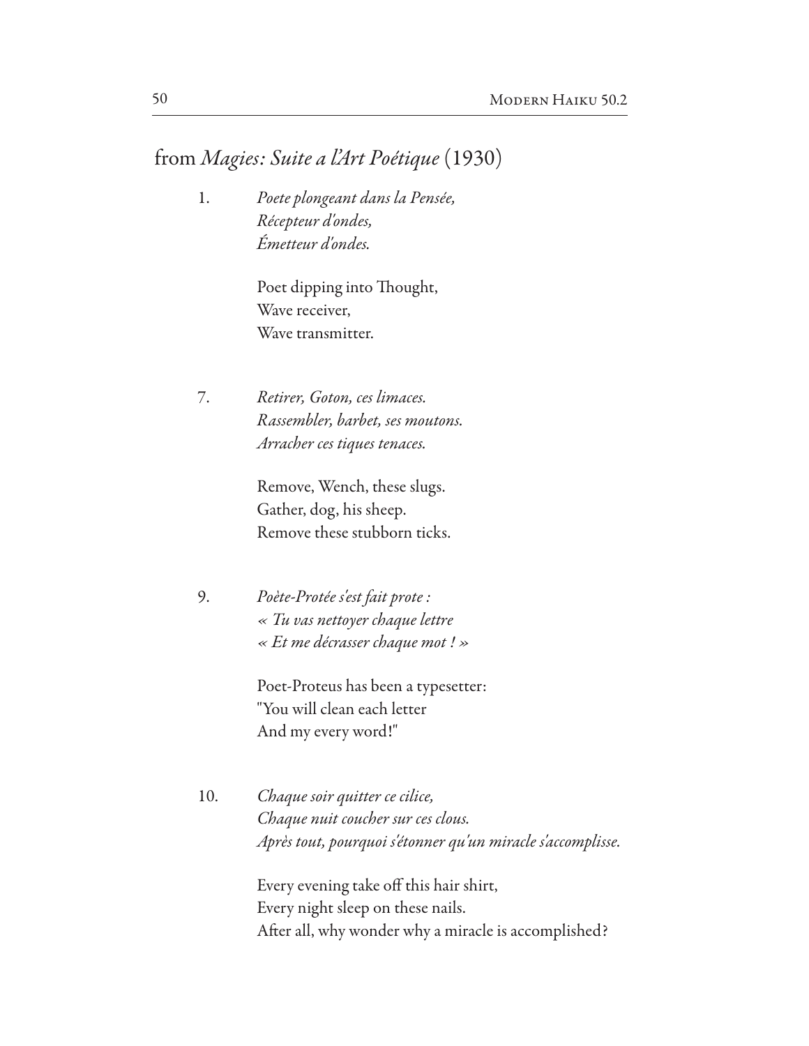## from *Magies: Suite a l'Art Poétique* (1930)

1. *Poete plongeant dans la Pensée,*
   *Récepteur d'ondes,*
   *Émetteur d'ondes.*

   Poet dipping into Thought,
   Wave receiver,
   Wave transmitter.

7. *Retirer, Goton, ces limaces.*
   *Rassembler, barbet, ses moutons.*
   *Arracher ces tiques tenaces.*

   Remove, Wench, these slugs.
   Gather, dog, his sheep.
   Remove these stubborn ticks.

9. *Poète-Protée s'est fait prote :*
   *« Tu vas nettoyer chaque lettre*
   *« Et me décrasser chaque mot ! »*

   Poet-Proteus has been a typesetter:
   "You will clean each letter
   And my every word!"

10. *Chaque soir quitter ce cilice,*
    *Chaque nuit coucher sur ces clous.*
    *Après tout, pourquoi s'étonner qu'un miracle s'accomplisse.*

    Every evening take off this hair shirt,
    Every night sleep on these nails.
    After all, why wonder why a miracle is accomplished?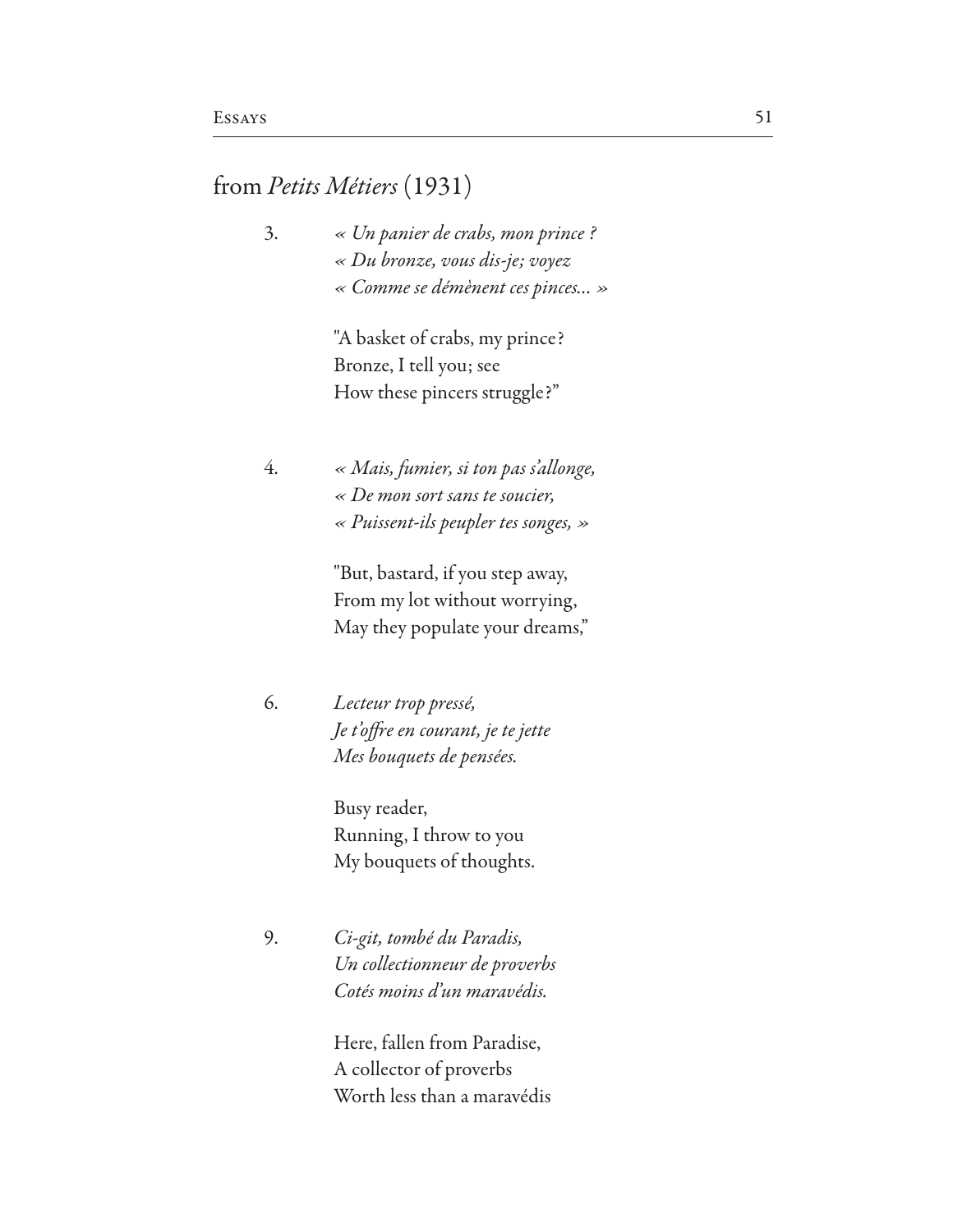## from *Petits Métiers* (1931)

3\.

*« Un panier de crabs, mon prince ?*
*« Du bronze, vous dis-je; voyez*
*« Comme se démènent ces pinces... »*

"A basket of crabs, my prince?
Bronze, I tell you; see
How these pincers struggle?"

4\.

*« Mais, fumier, si ton pas s'allonge,*
*« De mon sort sans te soucier,*
*« Puissent-ils peupler tes songes, »*

"But, bastard, if you step away,
From my lot without worrying,
May they populate your dreams,"

6\.

*Lecteur trop pressé,*
*Je t'offre en courant, je te jette*
*Mes bouquets de pensées.*

Busy reader,
Running, I throw to you
My bouquets of thoughts.

9\.

*Ci-git, tombé du Paradis,*
*Un collectionneur de proverbs*
*Cotés moins d'un maravédis.*

Here, fallen from Paradise,
A collector of proverbs
Worth less than a maravédis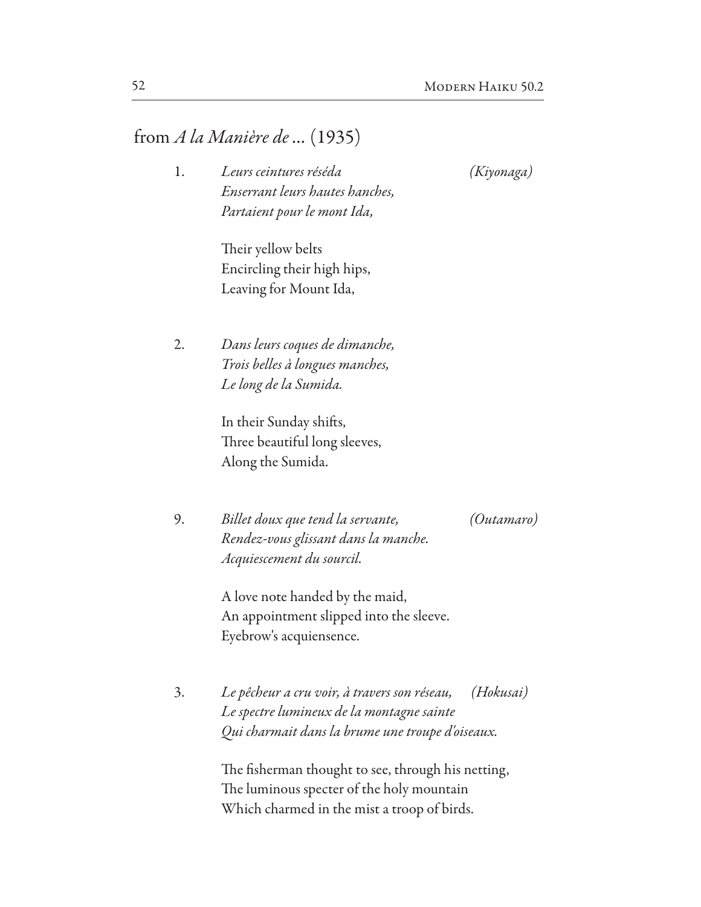## from *A la Manière de ...* (1935)

1. *Leurs ceintures réséda* *(Kiyonaga)*
   *Enserrant leurs hautes hanches,*
   *Partaient pour le mont Ida,*

   Their yellow belts
   Encircling their high hips,
   Leaving for Mount Ida,

2. *Dans leurs coques de dimanche,*
   *Trois belles à longues manches,*
   *Le long de la Sumida.*

   In their Sunday shifts,
   Three beautiful long sleeves,
   Along the Sumida.

9. *Billet doux que tend la servante,* *(Outamaro)*
   *Rendez-vous glissant dans la manche.*
   *Acquiescement du sourcil.*

   A love note handed by the maid,
   An appointment slipped into the sleeve.
   Eyebrow's acquiensence.

3. *Le pêcheur a cru voir, à travers son réseau,* *(Hokusai)*
   *Le spectre lumineux de la montagne sainte*
   *Qui charmait dans la brume une troupe d'oiseaux.*

   The fisherman thought to see, through his netting,
   The luminous specter of the holy mountain
   Which charmed in the mist a troop of birds.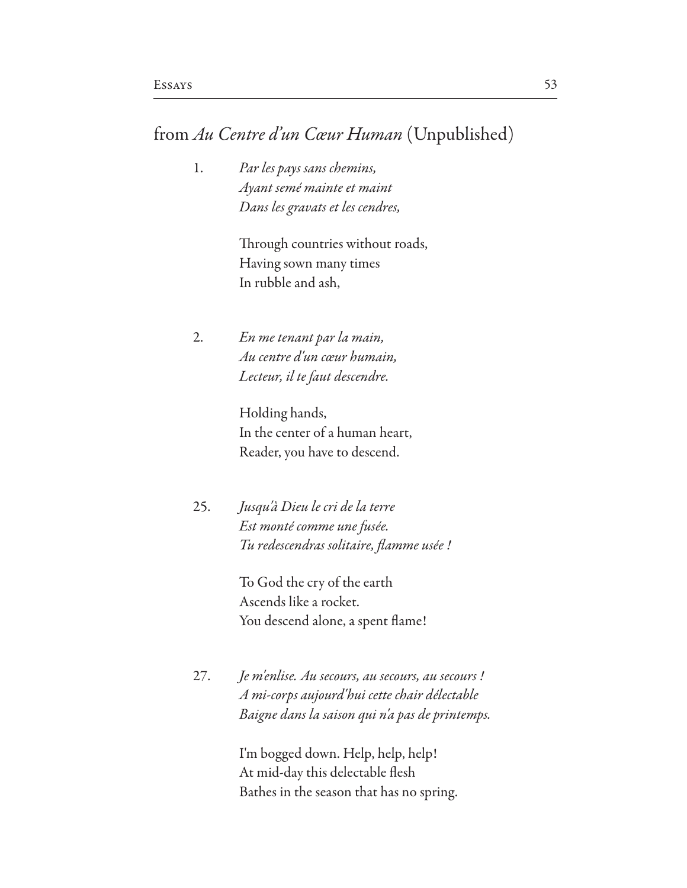## from *Au Centre d'un Cœur Human* (Unpublished)

1. *Par les pays sans chemins,*
   *Ayant semé mainte et maint*
   *Dans les gravats et les cendres,*

   Through countries without roads,
   Having sown many times
   In rubble and ash,

2. *En me tenant par la main,*
   *Au centre d'un cœur humain,*
   *Lecteur, il te faut descendre.*

   Holding hands,
   In the center of a human heart,
   Reader, you have to descend.

25. *Jusqu'à Dieu le cri de la terre*
    *Est monté comme une fusée.*
    *Tu redescendras solitaire, flamme usée !*

    To God the cry of the earth
    Ascends like a rocket.
    You descend alone, a spent flame!

27. *Je m'enlise. Au secours, au secours, au secours !*
    *A mi-corps aujourd'hui cette chair délectable*
    *Baigne dans la saison qui n'a pas de printemps.*

    I'm bogged down. Help, help, help!
    At mid-day this delectable flesh
    Bathes in the season that has no spring.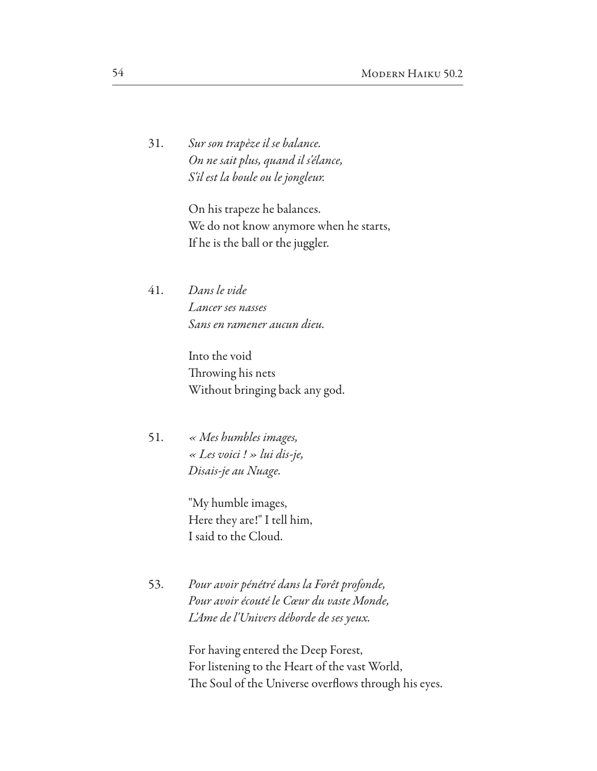31. *Sur son trapèze il se balance.*
*On ne sait plus, quand il s'élance,*
*S'il est la boule ou le jongleur.*

On his trapeze he balances.
We do not know anymore when he starts,
If he is the ball or the juggler.

41. *Dans le vide*
*Lancer ses nasses*
*Sans en ramener aucun dieu.*

Into the void
Throwing his nets
Without bringing back any god.

51. *« Mes humbles images,*
*« Les voici ! » lui dis-je,*
*Disais-je au Nuage.*

"My humble images,
Here they are!" I tell him,
I said to the Cloud.

53. *Pour avoir pénétré dans la Forêt profonde,*
*Pour avoir écouté le Cœur du vaste Monde,*
*L'Ame de l'Univers déborde de ses yeux.*

For having entered the Deep Forest,
For listening to the Heart of the vast World,
The Soul of the Universe overflows through his eyes.